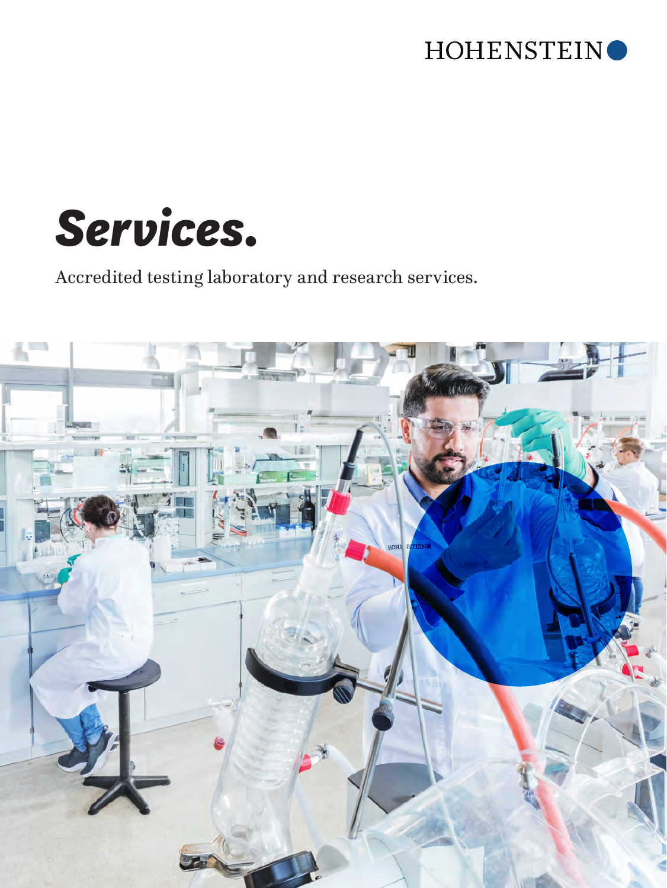HOHENSTEIN

# Services.

Accredited testing laboratory and research services.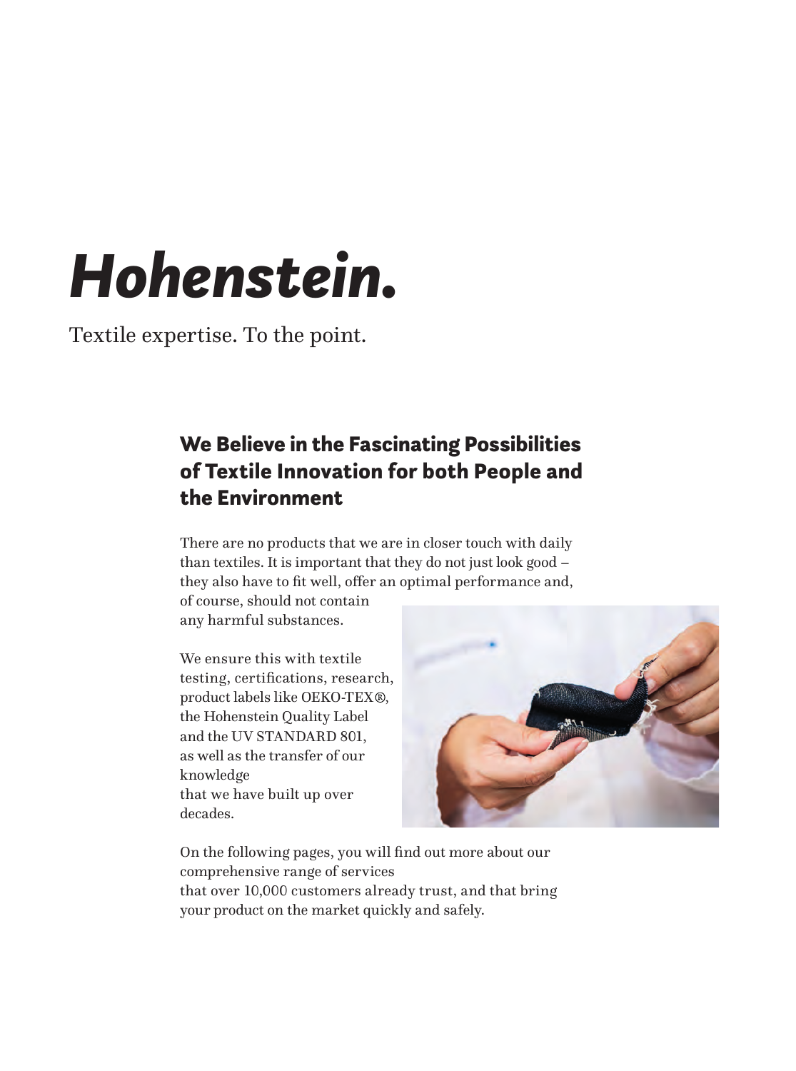# *Hohenstein.*

Textile expertise. To the point.

## We Believe in the Fascinating Possibilities of Textile Innovation for both People and the Environment

There are no products that we are in closer touch with daily than textiles. It is important that they do not just look good – they also have to fit well, offer an optimal performance and, of course, should not contain any harmful substances.

We ensure this with textile testing, certifications, research, product labels like OEKO-TEX®, the Hohenstein Quality Label and the UV STANDARD 801, as well as the transfer of our knowledge that we have built up over decades.

On the following pages, you will find out more about our comprehensive range of services that over 10,000 customers already trust, and that bring your product on the market quickly and safely.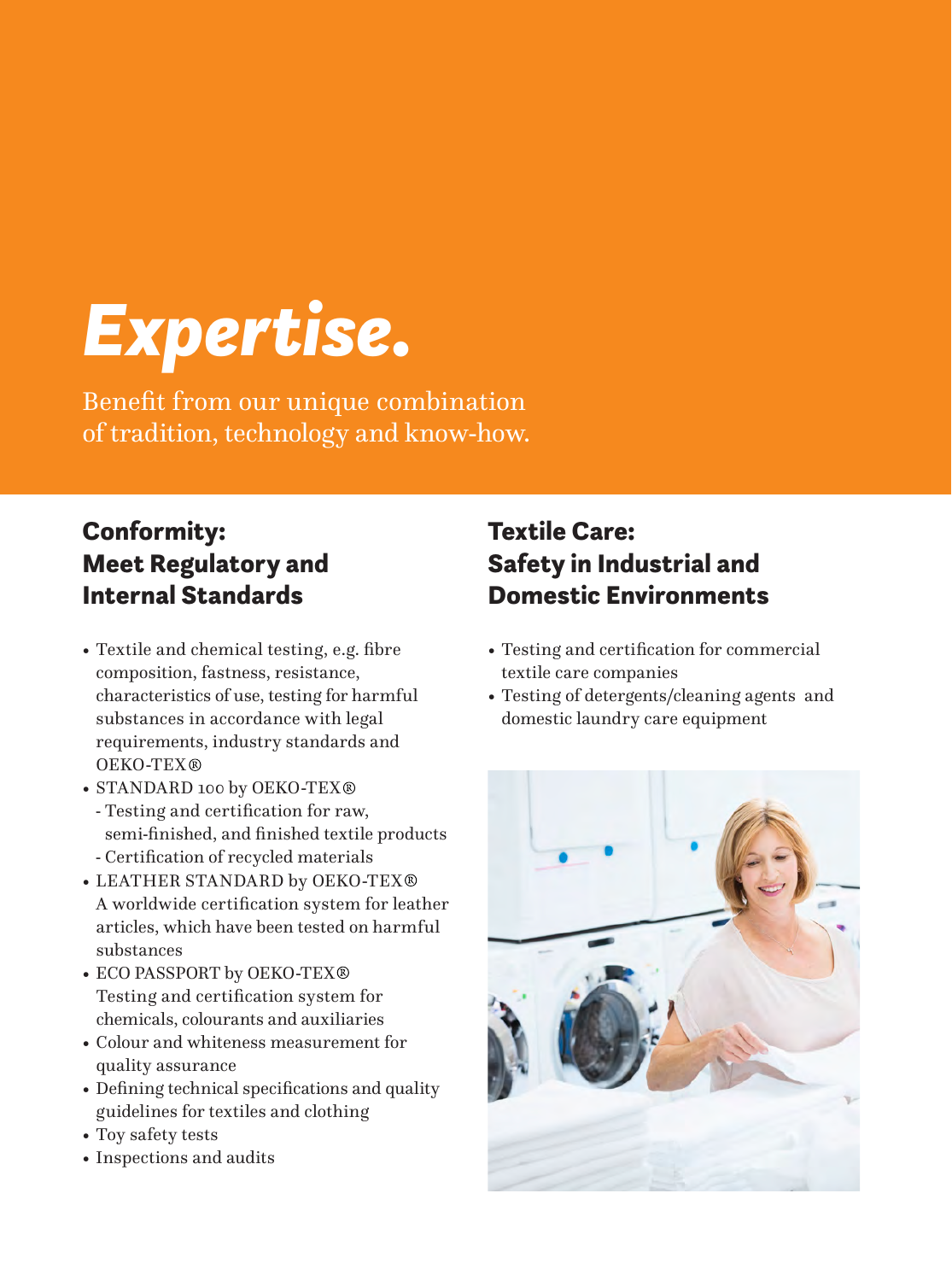# *Expertise.*

Benefit from our unique combination of tradition, technology and know-how.

## Conformity: Meet Regulatory and Internal Standards

- Textile and chemical testing, e.g. fibre composition, fastness, resistance, characteristics of use, testing for harmful substances in accordance with legal requirements, industry standards and OEKO-TEX®
- STANDARD 100 by OEKO-TEX®
  - Testing and certification for raw, semi-finished, and finished textile products
  - Certification of recycled materials
- LEATHER STANDARD by OEKO-TEX®
  A worldwide certification system for leather articles, which have been tested on harmful substances
- ECO PASSPORT by OEKO-TEX®
  Testing and certification system for chemicals, colourants and auxiliaries
- Colour and whiteness measurement for quality assurance
- Defining technical specifications and quality guidelines for textiles and clothing
- Toy safety tests
- Inspections and audits

## Textile Care: Safety in Industrial and Domestic Environments

- Testing and certification for commercial textile care companies
- Testing of detergents/cleaning agents and domestic laundry care equipment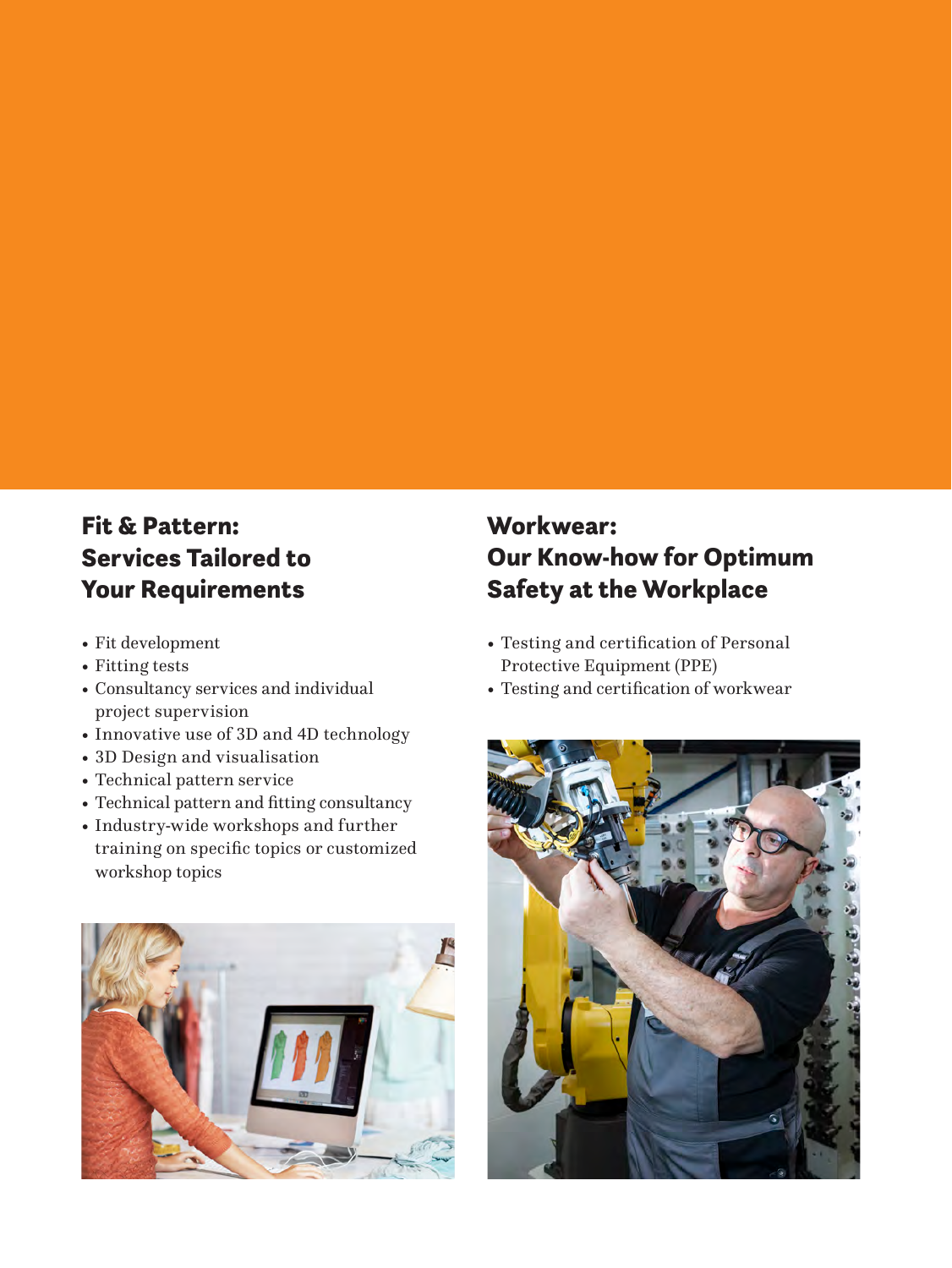## Fit & Pattern: Services Tailored to Your Requirements

- Fit development
- Fitting tests
- Consultancy services and individual project supervision
- Innovative use of 3D and 4D technology
- 3D Design and visualisation
- Technical pattern service
- Technical pattern and fitting consultancy
- Industry-wide workshops and further training on specific topics or customized workshop topics

## Workwear: Our Know-how for Optimum Safety at the Workplace

- Testing and certification of Personal Protective Equipment (PPE)
- Testing and certification of workwear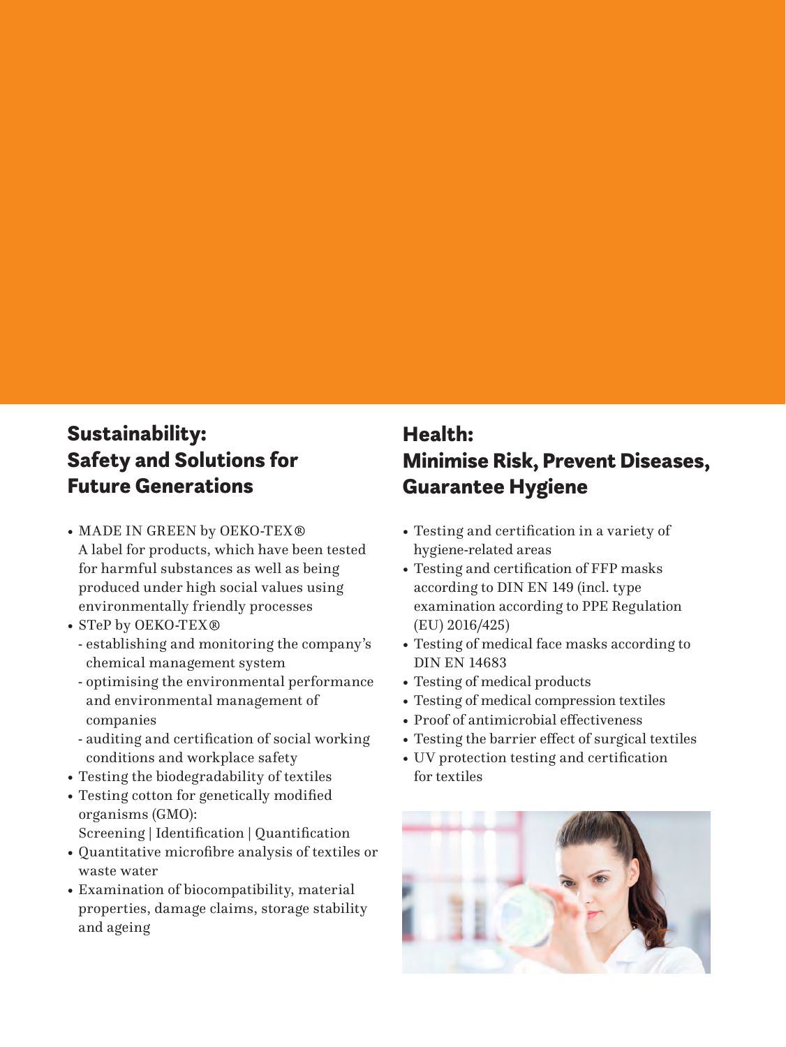## Sustainability: Safety and Solutions for Future Generations

- MADE IN GREEN by OEKO-TEX®
  A label for products, which have been tested for harmful substances as well as being produced under high social values using environmentally friendly processes
- STeP by OEKO-TEX®
  - establishing and monitoring the company's chemical management system
  - optimising the environmental performance and environmental management of companies
  - auditing and certification of social working conditions and workplace safety
- Testing the biodegradability of textiles
- Testing cotton for genetically modified organisms (GMO):
  Screening | Identification | Quantification
- Quantitative microfibre analysis of textiles or waste water
- Examination of biocompatibility, material properties, damage claims, storage stability and ageing

## Health: Minimise Risk, Prevent Diseases, Guarantee Hygiene

- Testing and certification in a variety of hygiene-related areas
- Testing and certification of FFP masks according to DIN EN 149 (incl. type examination according to PPE Regulation (EU) 2016/425)
- Testing of medical face masks according to DIN EN 14683
- Testing of medical products
- Testing of medical compression textiles
- Proof of antimicrobial effectiveness
- Testing the barrier effect of surgical textiles
- UV protection testing and certification for textiles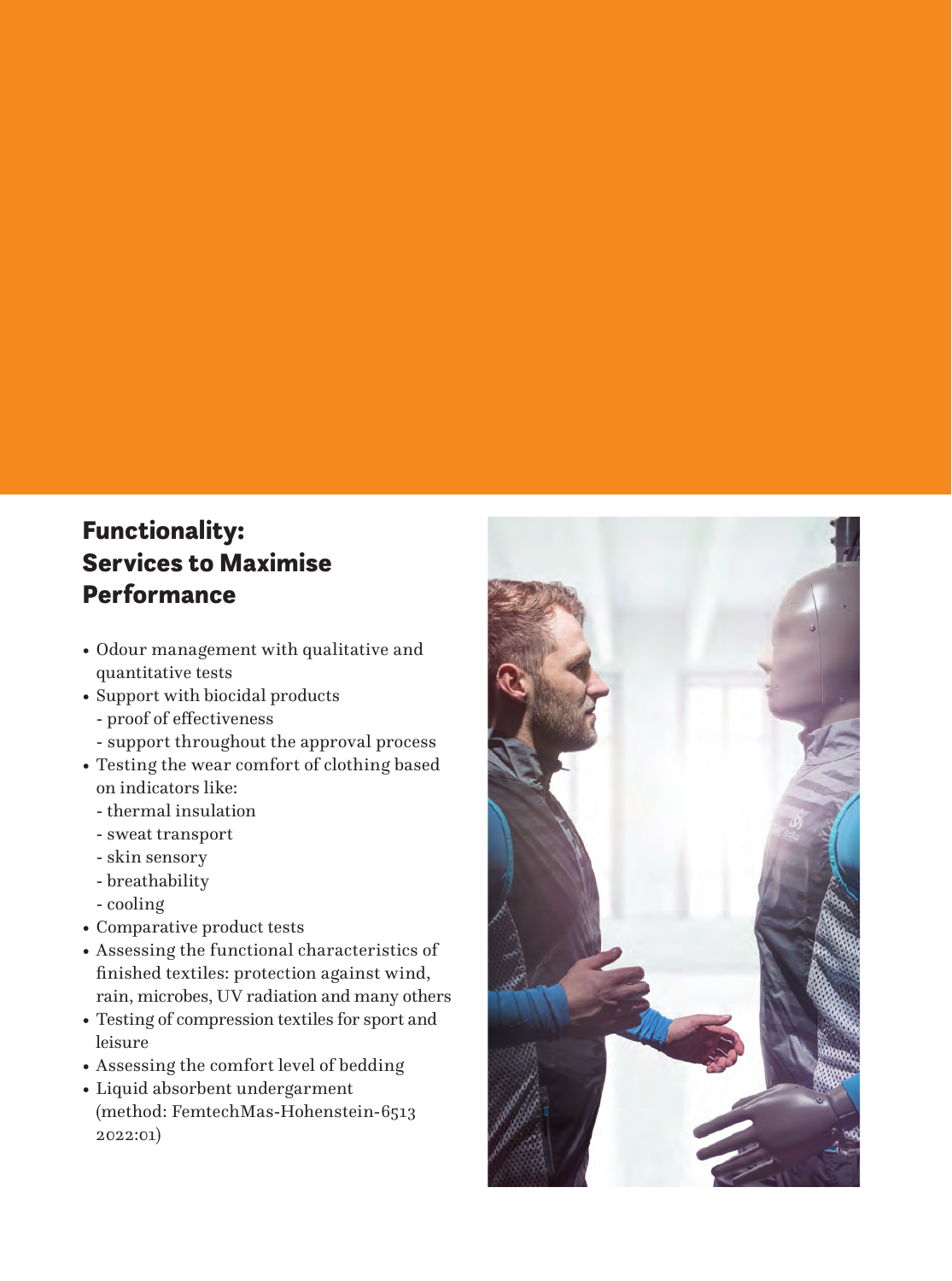## Functionality: Services to Maximise Performance

- Odour management with qualitative and quantitative tests
- Support with biocidal products
  - proof of effectiveness
  - support throughout the approval process
- Testing the wear comfort of clothing based on indicators like:
  - thermal insulation
  - sweat transport
  - skin sensory
  - breathability
  - cooling
- Comparative product tests
- Assessing the functional characteristics of finished textiles: protection against wind, rain, microbes, UV radiation and many others
- Testing of compression textiles for sport and leisure
- Assessing the comfort level of bedding
- Liquid absorbent undergarment (method: FemtechMas-Hohenstein-6513 2022:01)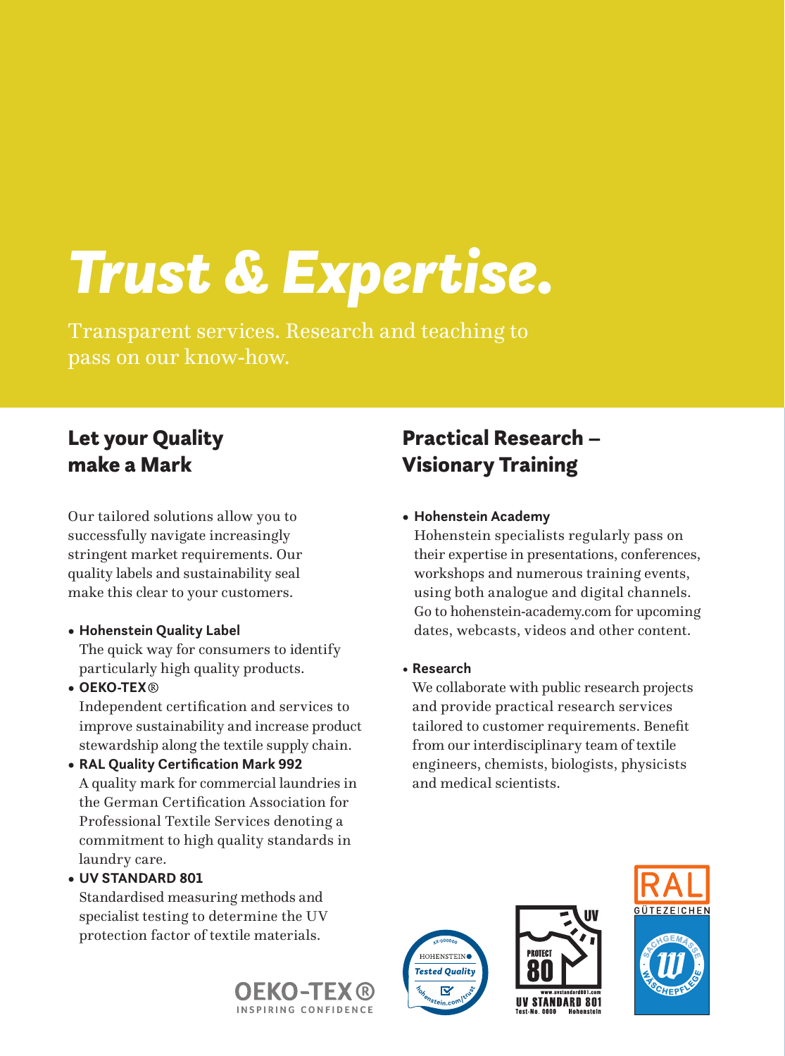# Trust & Expertise.

Transparent services. Research and teaching to pass on our know-how.

## Let your Quality make a Mark

Our tailored solutions allow you to successfully navigate increasingly stringent market requirements. Our quality labels and sustainability seal make this clear to your customers.

- **Hohenstein Quality Label**
  The quick way for consumers to identify particularly high quality products.
- **OEKO-TEX®**
  Independent certification and services to improve sustainability and increase product stewardship along the textile supply chain.
- **RAL Quality Certification Mark 992**
  A quality mark for commercial laundries in the German Certification Association for Professional Textile Services denoting a commitment to high quality standards in laundry care.
- **UV STANDARD 801**
  Standardised measuring methods and specialist testing to determine the UV protection factor of textile materials.

## Practical Research – Visionary Training

- **Hohenstein Academy**
  Hohenstein specialists regularly pass on their expertise in presentations, conferences, workshops and numerous training events, using both analogue and digital channels. Go to hohenstein-academy.com for upcoming dates, webcasts, videos and other content.
- **Research**
  We collaborate with public research projects and provide practical research services tailored to customer requirements. Benefit from our interdisciplinary team of textile engineers, chemists, biologists, physicists and medical scientists.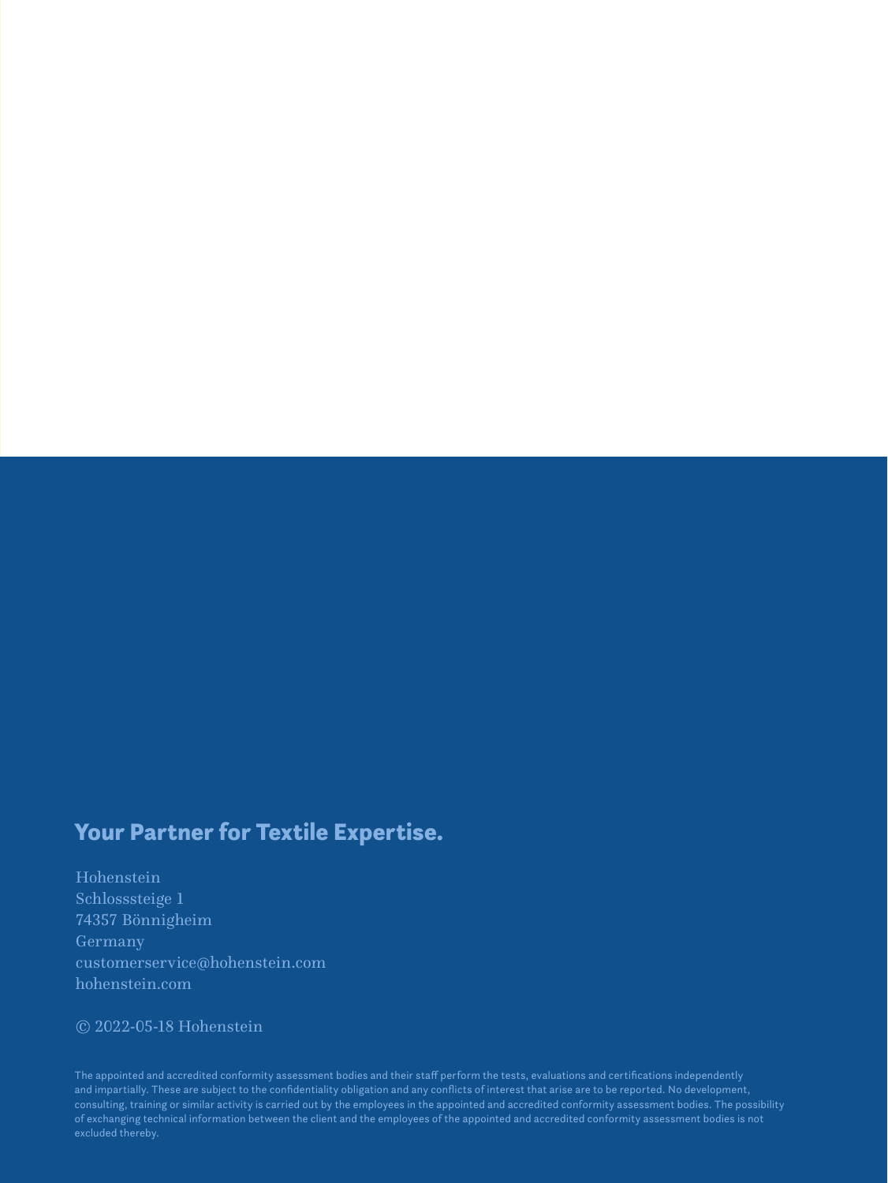## Your Partner for Textile Expertise.

Hohenstein
Schlosssteige 1
74357 Bönnigheim
Germany
customerservice@hohenstein.com
hohenstein.com

© 2022-05-18 Hohenstein

The appointed and accredited conformity assessment bodies and their staff perform the tests, evaluations and certifications independently and impartially. These are subject to the confidentiality obligation and any conflicts of interest that arise are to be reported. No development, consulting, training or similar activity is carried out by the employees in the appointed and accredited conformity assessment bodies. The possibility of exchanging technical information between the client and the employees of the appointed and accredited conformity assessment bodies is not excluded thereby.